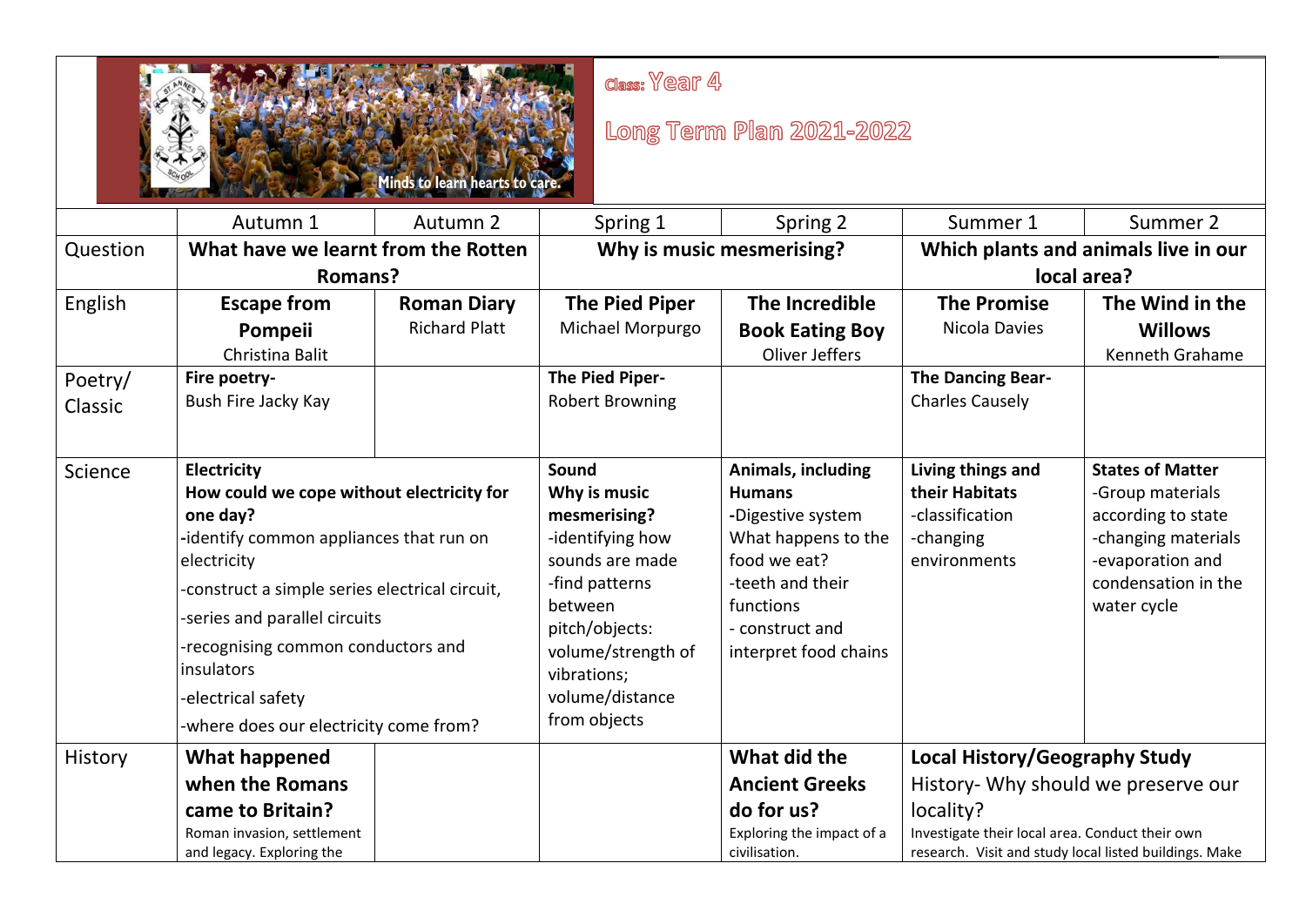Minds to learn hearts to care.

Class: Year 4

Long Term Plan 2021-2022

| | Autumn 1 | Autumn 2 | Spring 1 | Spring 2 | Summer 1 | Summer 2 |
|---|---|---|---|---|---|---|
| Question | **What have we learnt from the Rotten Romans?** | | **Why is music mesmerising?** | | **Which plants and animals live in our local area?** | |
| English | **Escape from Pompeii** Christina Balit | **Roman Diary** Richard Platt | **The Pied Piper** Michael Morpurgo | **The Incredible Book Eating Boy** Oliver Jeffers | **The Promise** Nicola Davies | **The Wind in the Willows** Kenneth Grahame |
| Poetry/ Classic | **Fire poetry-** Bush Fire Jacky Kay | | **The Pied Piper-** Robert Browning | | **The Dancing Bear-** Charles Causely | |
| Science | **Electricity** **How could we cope without electricity for one day?** -identify common appliances that run on electricity -construct a simple series electrical circuit, -series and parallel circuits -recognising common conductors and insulators -electrical safety -where does our electricity come from? | | **Sound** **Why is music mesmerising?** -identifying how sounds are made -find patterns between pitch/objects: volume/strength of vibrations; volume/distance from objects | **Animals, including Humans** -Digestive system What happens to the food we eat? -teeth and their functions - construct and interpret food chains | **Living things and their Habitats** -classification -changing environments | **States of Matter** -Group materials according to state -changing materials -evaporation and condensation in the water cycle |
| History | **What happened when the Romans came to Britain?** Roman invasion, settlement and legacy. Exploring the | | | **What did the Ancient Greeks do for us?** Exploring the impact of a civilisation. | **Local History/Geography Study** History- Why should we preserve our locality? Investigate their local area. Conduct their own research. Visit and study local listed buildings. Make | |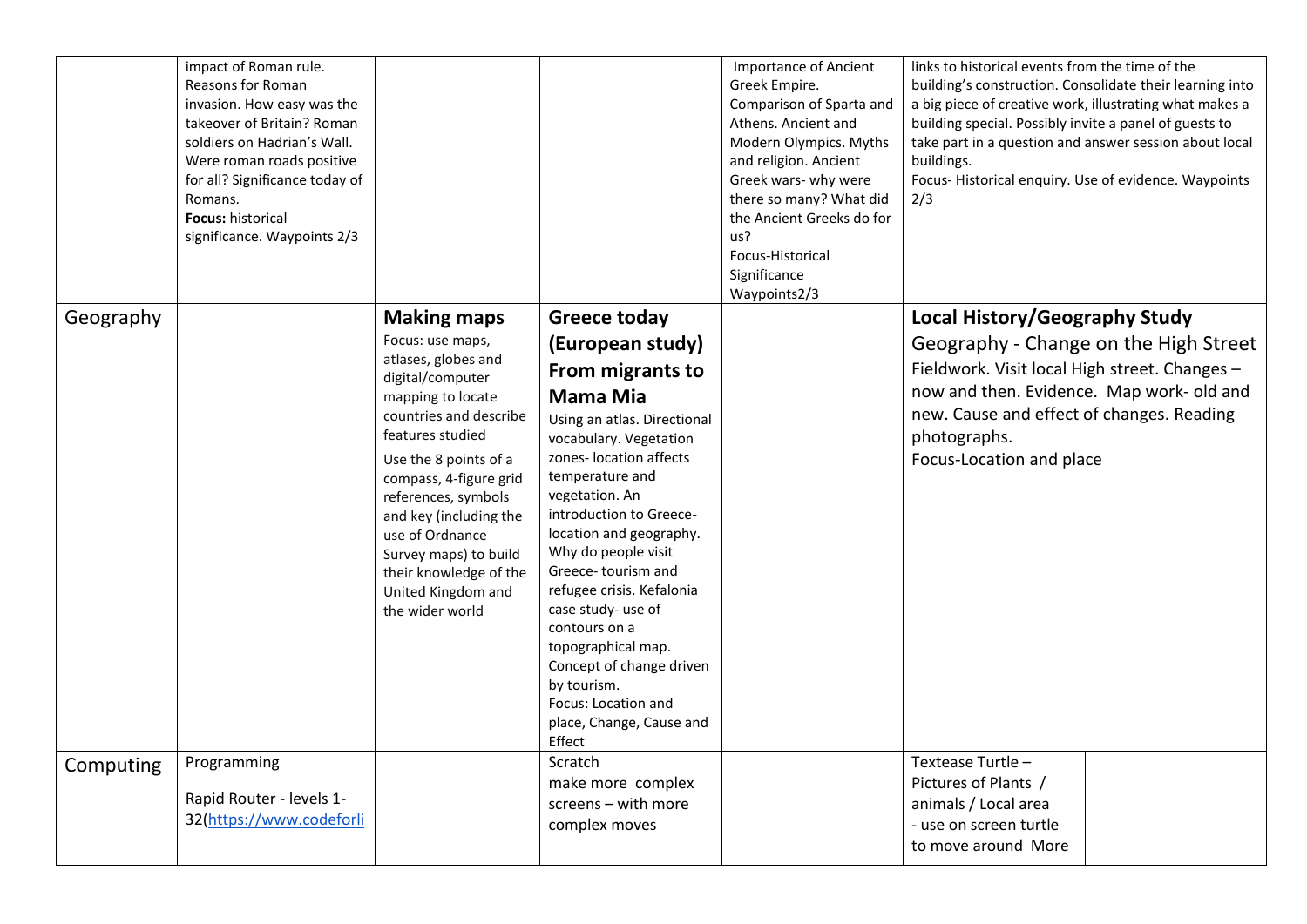| | | | | | | |
|---|---|---|---|---|---|---|
| | impact of Roman rule. Reasons for Roman invasion. How easy was the takeover of Britain? Roman soldiers on Hadrian's Wall. Were roman roads positive for all? Significance today of Romans. **Focus:** historical significance. Waypoints 2/3 | | | Importance of Ancient Greek Empire. Comparison of Sparta and Athens. Ancient and Modern Olympics. Myths and religion. Ancient Greek wars- why were there so many? What did the Ancient Greeks do for us? Focus-Historical Significance Waypoints2/3 | links to historical events from the time of the building's construction. Consolidate their learning into a big piece of creative work, illustrating what makes a building special. Possibly invite a panel of guests to take part in a question and answer session about local buildings. Focus- Historical enquiry. Use of evidence. Waypoints 2/3 | |
| Geography | | **Making maps** Focus: use maps, atlases, globes and digital/computer mapping to locate countries and describe features studied Use the 8 points of a compass, 4-figure grid references, symbols and key (including the use of Ordnance Survey maps) to build their knowledge of the United Kingdom and the wider world | **Greece today (European study) From migrants to Mama Mia** Using an atlas. Directional vocabulary. Vegetation zones- location affects temperature and vegetation. An introduction to Greece- location and geography. Why do people visit Greece- tourism and refugee crisis. Kefalonia case study- use of contours on a topographical map. Concept of change driven by tourism. Focus: Location and place, Change, Cause and Effect | | **Local History/Geography Study** Geography - Change on the High Street Fieldwork. Visit local High street. Changes – now and then. Evidence. Map work- old and new. Cause and effect of changes. Reading photographs. Focus-Location and place | |
| Computing | Programming Rapid Router - levels 1-32(https://www.codeforli | | Scratch make more complex screens – with more complex moves | | Textease Turtle – Pictures of Plants / animals / Local area - use on screen turtle to move around More | |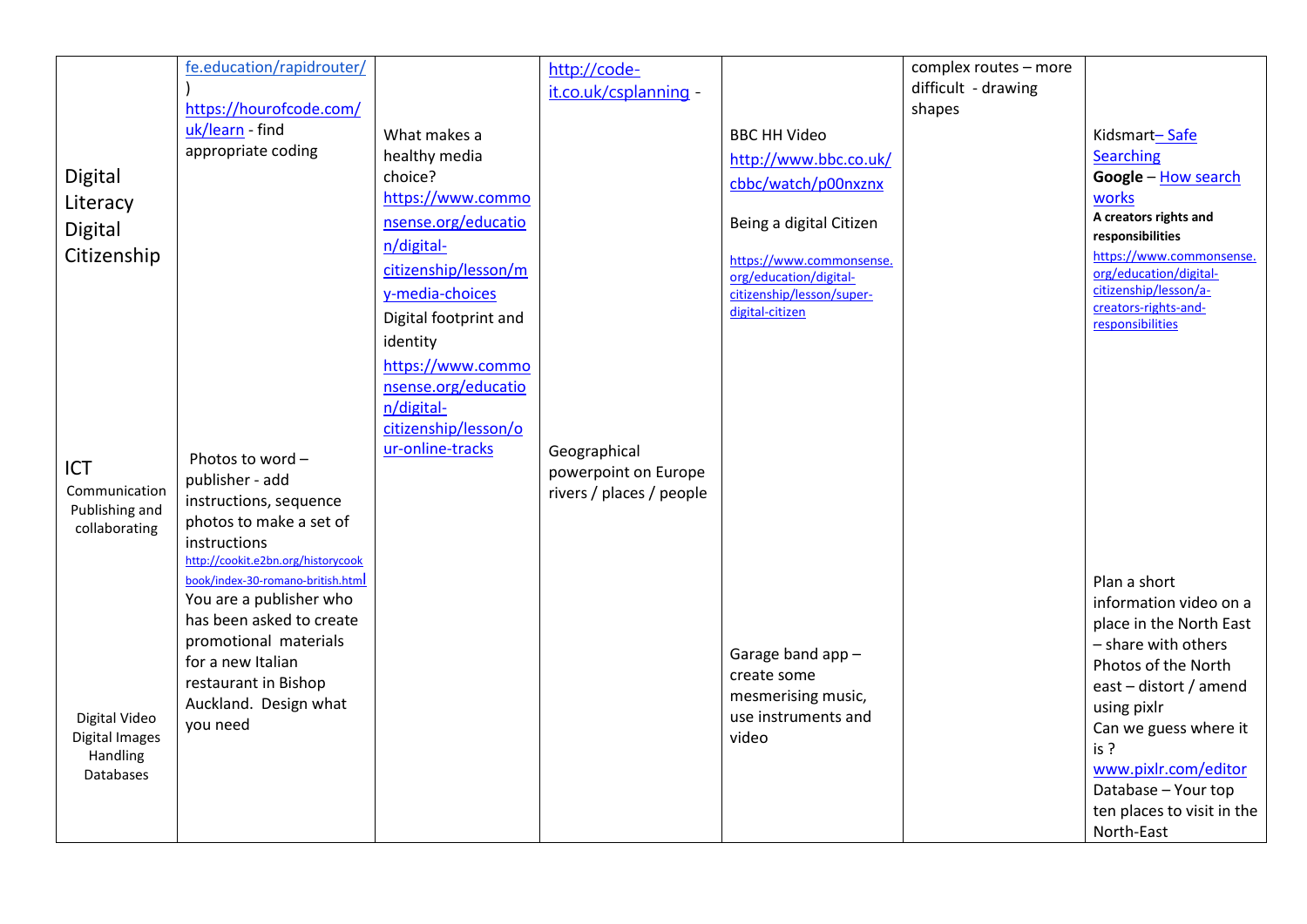| | | | | | | |
|---|---|---|---|---|---|---|
| Digital Literacy Digital Citizenship | fe.education/rapidrouter/ ) https://hourofcode.com/uk/learn - find appropriate coding | What makes a healthy media choice? https://www.commonsense.org/education/digital-citizenship/lesson/my-media-choices Digital footprint and identity https://www.commonsense.org/education/digital-citizenship/lesson/our-online-tracks | http://code-it.co.uk/csplanning - | BBC HH Video http://www.bbc.co.uk/cbbc/watch/p00nxznx Being a digital Citizen https://www.commonsense.org/education/digital-citizenship/lesson/super-digital-citizen | complex routes – more difficult - drawing shapes | Kidsmart– Safe Searching **Google** – How search works **A creators rights and responsibilities** https://www.commonsense.org/education/digital-citizenship/lesson/a-creators-rights-and-responsibilities |
| ICT Communication Publishing and collaborating | Photos to word – publisher - add instructions, sequence photos to make a set of instructions http://cookit.e2bn.org/historycookbook/index-30-romano-british.html You are a publisher who has been asked to create promotional materials for a new Italian restaurant in Bishop Auckland. Design what you need | | Geographical powerpoint on Europe rivers / places / people | | | |
| Digital Video Digital Images Handling Databases | | | | Garage band app – create some mesmerising music, use instruments and video | | Plan a short information video on a place in the North East – share with others Photos of the North east – distort / amend using pixlr Can we guess where it is ? www.pixlr.com/editor Database – Your top ten places to visit in the North-East |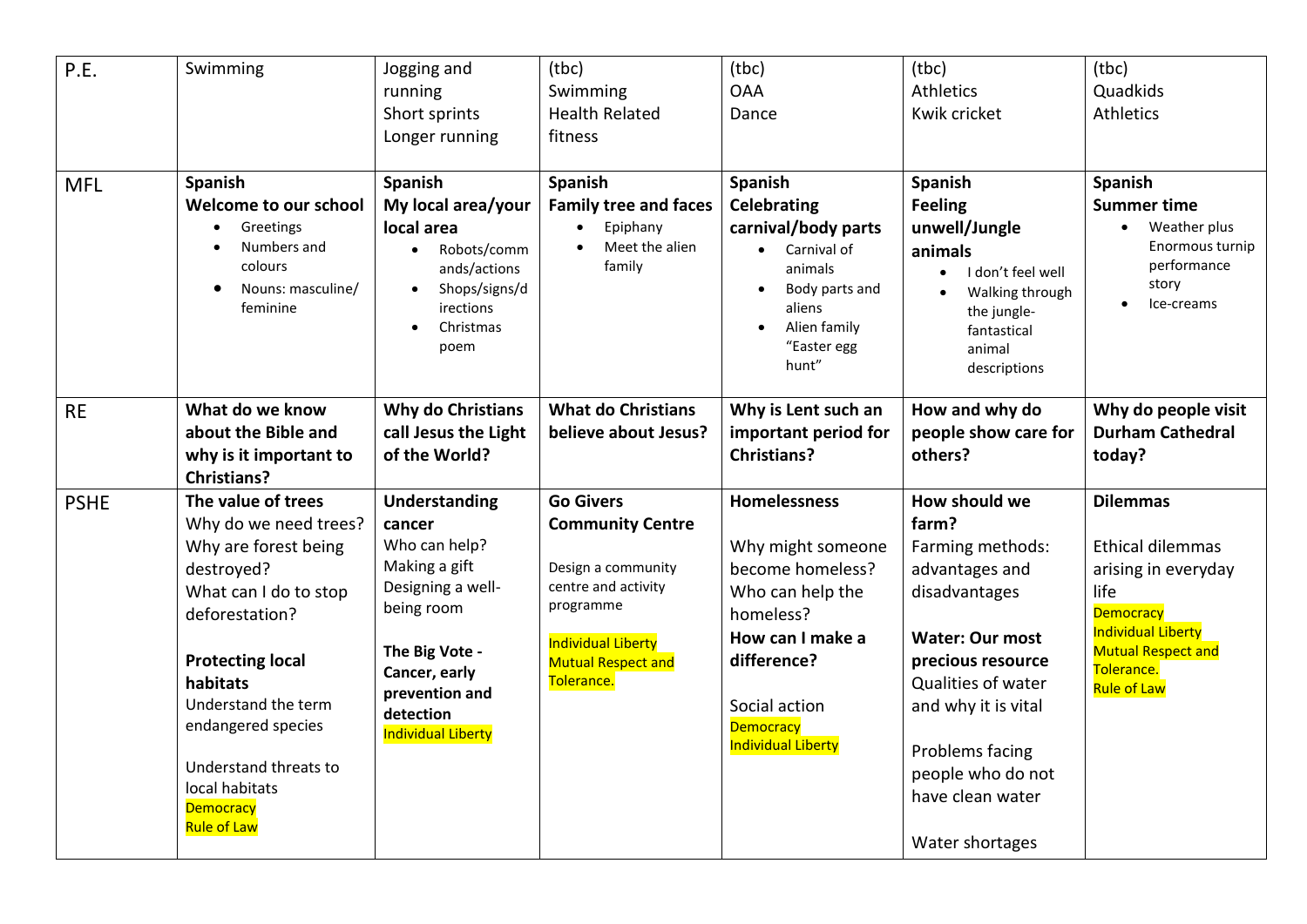| P.E. | Swimming | Jogging and running<br>Short sprints<br>Longer running | (tbc)<br>Swimming<br>Health Related fitness | (tbc)<br>OAA<br>Dance | (tbc)<br>Athletics<br>Kwik cricket | (tbc)<br>Quadkids<br>Athletics |
|---|---|---|---|---|---|---|
| MFL | **Spanish**<br>**Welcome to our school**<br>• Greetings<br>• Numbers and colours<br>• Nouns: masculine/ feminine | **Spanish**<br>**My local area/your local area**<br>• Robots/commands/actions<br>• Shops/signs/directions<br>• Christmas poem | **Spanish**<br>**Family tree and faces**<br>• Epiphany<br>• Meet the alien family | **Spanish**<br>**Celebrating carnival/body parts**<br>• Carnival of animals<br>• Body parts and aliens<br>• Alien family "Easter egg hunt" | **Spanish**<br>**Feeling unwell/Jungle animals**<br>• I don't feel well<br>• Walking through the jungle-fantastical animal descriptions | **Spanish**<br>**Summer time**<br>• Weather plus Enormous turnip performance story<br>• Ice-creams |
| RE | **What do we know about the Bible and why is it important to Christians?** | **Why do Christians call Jesus the Light of the World?** | **What do Christians believe about Jesus?** | **Why is Lent such an important period for Christians?** | **How and why do people show care for others?** | **Why do people visit Durham Cathedral today?** |
| PSHE | **The value of trees**<br>Why do we need trees?<br>Why are forest being destroyed?<br>What can I do to stop deforestation?<br><br>**Protecting local habitats**<br>Understand the term endangered species<br><br>Understand threats to local habitats<br>Democracy<br>Rule of Law | **Understanding cancer**<br>Who can help?<br>Making a gift<br>Designing a well-being room<br><br>**The Big Vote - Cancer, early prevention and detection**<br>Individual Liberty | **Go Givers Community Centre**<br><br>Design a community centre and activity programme<br><br>Individual Liberty<br>Mutual Respect and Tolerance. | **Homelessness**<br><br>Why might someone become homeless?<br>Who can help the homeless?<br>**How can I make a difference?**<br><br>Social action<br>Democracy<br>Individual Liberty | **How should we farm?**<br>Farming methods: advantages and disadvantages<br><br>**Water: Our most precious resource**<br>Qualities of water and why it is vital<br><br>Problems facing people who do not have clean water<br><br>Water shortages | **Dilemmas**<br><br>Ethical dilemmas arising in everyday life<br>Democracy<br>Individual Liberty<br>Mutual Respect and Tolerance.<br>Rule of Law |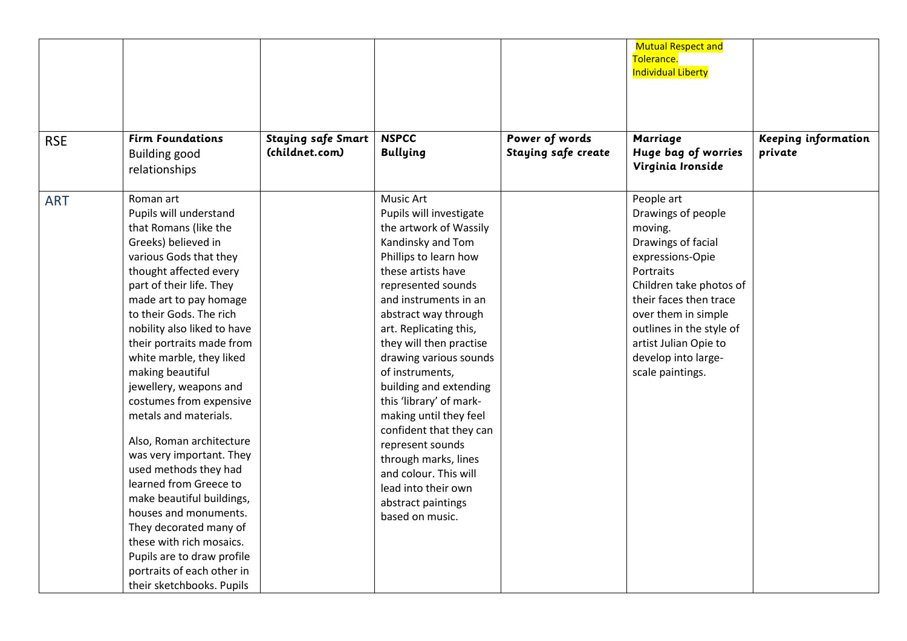| | | | | | | |
|---|---|---|---|---|---|---|
| | | | | | Mutual Respect and Tolerance.<br>Individual Liberty | |
| RSE | **Firm Foundations**<br>Building good relationships | **Staying safe Smart (childnet.com)** | **NSPCC**<br>**Bullying** | **Power of words**<br>**Staying safe create** | **Marriage**<br>**Huge bag of worries Virginia Ironside** | **Keeping information private** |
| ART | Roman art<br>Pupils will understand that Romans (like the Greeks) believed in various Gods that they thought affected every part of their life. They made art to pay homage to their Gods. The rich nobility also liked to have their portraits made from white marble, they liked making beautiful jewellery, weapons and costumes from expensive metals and materials.<br><br>Also, Roman architecture was very important. They used methods they had learned from Greece to make beautiful buildings, houses and monuments. They decorated many of these with rich mosaics. Pupils are to draw profile portraits of each other in their sketchbooks. Pupils | | Music Art<br>Pupils will investigate the artwork of Wassily Kandinsky and Tom Phillips to learn how these artists have represented sounds and instruments in an abstract way through art. Replicating this, they will then practise drawing various sounds of instruments, building and extending this 'library' of mark-making until they feel confident that they can represent sounds through marks, lines and colour. This will lead into their own abstract paintings based on music. | | People art<br>Drawings of people moving.<br>Drawings of facial expressions-Opie Portraits<br>Children take photos of their faces then trace over them in simple outlines in the style of artist Julian Opie to develop into large-scale paintings. | |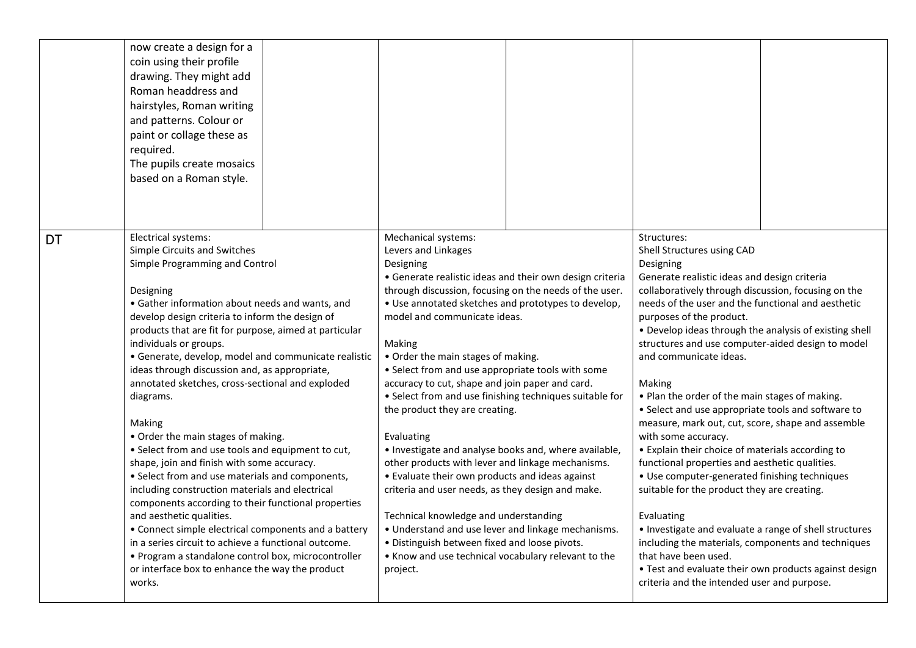| | | | | | | |
|---|---|---|---|---|---|---|
| | now create a design for a coin using their profile drawing. They might add Roman headdress and hairstyles, Roman writing and patterns. Colour or paint or collage these as required.<br>The pupils create mosaics based on a Roman style. | | | | | |
| DT | Electrical systems:<br>Simple Circuits and Switches<br>Simple Programming and Control<br><br>Designing<br>• Gather information about needs and wants, and develop design criteria to inform the design of products that are fit for purpose, aimed at particular individuals or groups.<br>• Generate, develop, model and communicate realistic ideas through discussion and, as appropriate, annotated sketches, cross-sectional and exploded diagrams.<br><br>Making<br>• Order the main stages of making.<br>• Select from and use tools and equipment to cut, shape, join and finish with some accuracy.<br>• Select from and use materials and components, including construction materials and electrical components according to their functional properties and aesthetic qualities.<br>• Connect simple electrical components and a battery in a series circuit to achieve a functional outcome.<br>• Program a standalone control box, microcontroller or interface box to enhance the way the product works. | | Mechanical systems:<br>Levers and Linkages<br>Designing<br>• Generate realistic ideas and their own design criteria through discussion, focusing on the needs of the user.<br>• Use annotated sketches and prototypes to develop, model and communicate ideas.<br><br>Making<br>• Order the main stages of making.<br>• Select from and use appropriate tools with some accuracy to cut, shape and join paper and card.<br>• Select from and use finishing techniques suitable for the product they are creating.<br><br>Evaluating<br>• Investigate and analyse books and, where available, other products with lever and linkage mechanisms.<br>• Evaluate their own products and ideas against criteria and user needs, as they design and make.<br><br>Technical knowledge and understanding<br>• Understand and use lever and linkage mechanisms.<br>• Distinguish between fixed and loose pivots.<br>• Know and use technical vocabulary relevant to the project. | | Structures:<br>Shell Structures using CAD<br>Designing<br>Generate realistic ideas and design criteria collaboratively through discussion, focusing on the needs of the user and the functional and aesthetic purposes of the product.<br>• Develop ideas through the analysis of existing shell structures and use computer-aided design to model and communicate ideas.<br><br>Making<br>• Plan the order of the main stages of making.<br>• Select and use appropriate tools and software to measure, mark out, cut, score, shape and assemble with some accuracy.<br>• Explain their choice of materials according to functional properties and aesthetic qualities.<br>• Use computer-generated finishing techniques suitable for the product they are creating.<br><br>Evaluating<br>• Investigate and evaluate a range of shell structures including the materials, components and techniques that have been used.<br>• Test and evaluate their own products against design criteria and the intended user and purpose. | |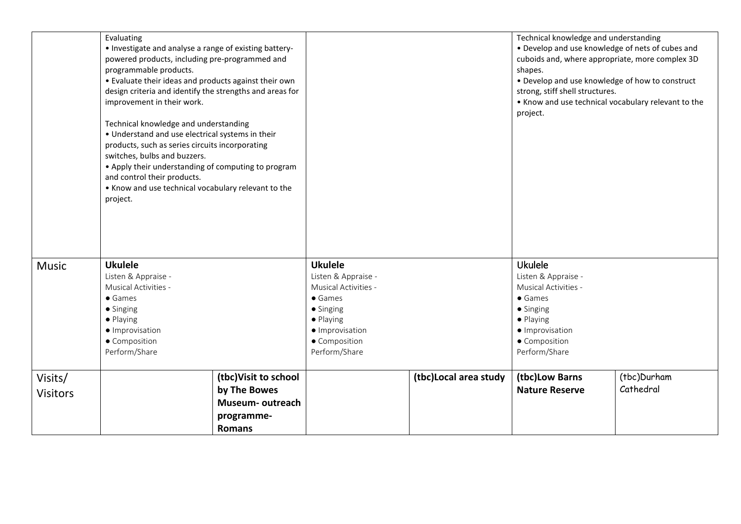| | | | | | | |
|---|---|---|---|---|---|---|
| | Evaluating<br>• Investigate and analyse a range of existing battery-powered products, including pre-programmed and programmable products.<br>• Evaluate their ideas and products against their own design criteria and identify the strengths and areas for improvement in their work.<br><br>Technical knowledge and understanding<br>• Understand and use electrical systems in their products, such as series circuits incorporating switches, bulbs and buzzers.<br>• Apply their understanding of computing to program and control their products.<br>• Know and use technical vocabulary relevant to the project. | | | | Technical knowledge and understanding<br>• Develop and use knowledge of nets of cubes and cuboids and, where appropriate, more complex 3D shapes.<br>• Develop and use knowledge of how to construct strong, stiff shell structures.<br>• Know and use technical vocabulary relevant to the project. | |
| Music | **Ukulele**<br>Listen & Appraise -<br>Musical Activities -<br>● Games<br>● Singing<br>● Playing<br>● Improvisation<br>● Composition<br>Perform/Share | | **Ukulele**<br>Listen & Appraise -<br>Musical Activities -<br>● Games<br>● Singing<br>● Playing<br>● Improvisation<br>● Composition<br>Perform/Share | | Ukulele<br>Listen & Appraise -<br>Musical Activities -<br>● Games<br>● Singing<br>● Playing<br>● Improvisation<br>● Composition<br>Perform/Share | |
| Visits/ Visitors | | **(tbc)Visit to school by The Bowes Museum- outreach programme- Romans** | | **(tbc)Local area study** | **(tbc)Low Barns Nature Reserve** | (tbc)Durham Cathedral |